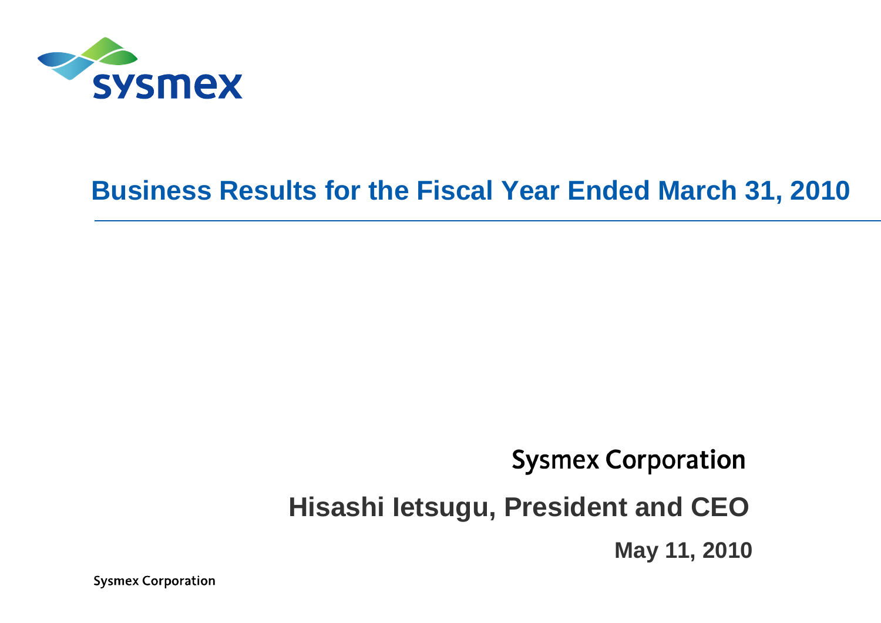# Business Results for the Fiscal Year Ended March 31, 2010

Sysmex Corporation

**Hisashi Ietsugu, President and CEO**

**May 11, 2010**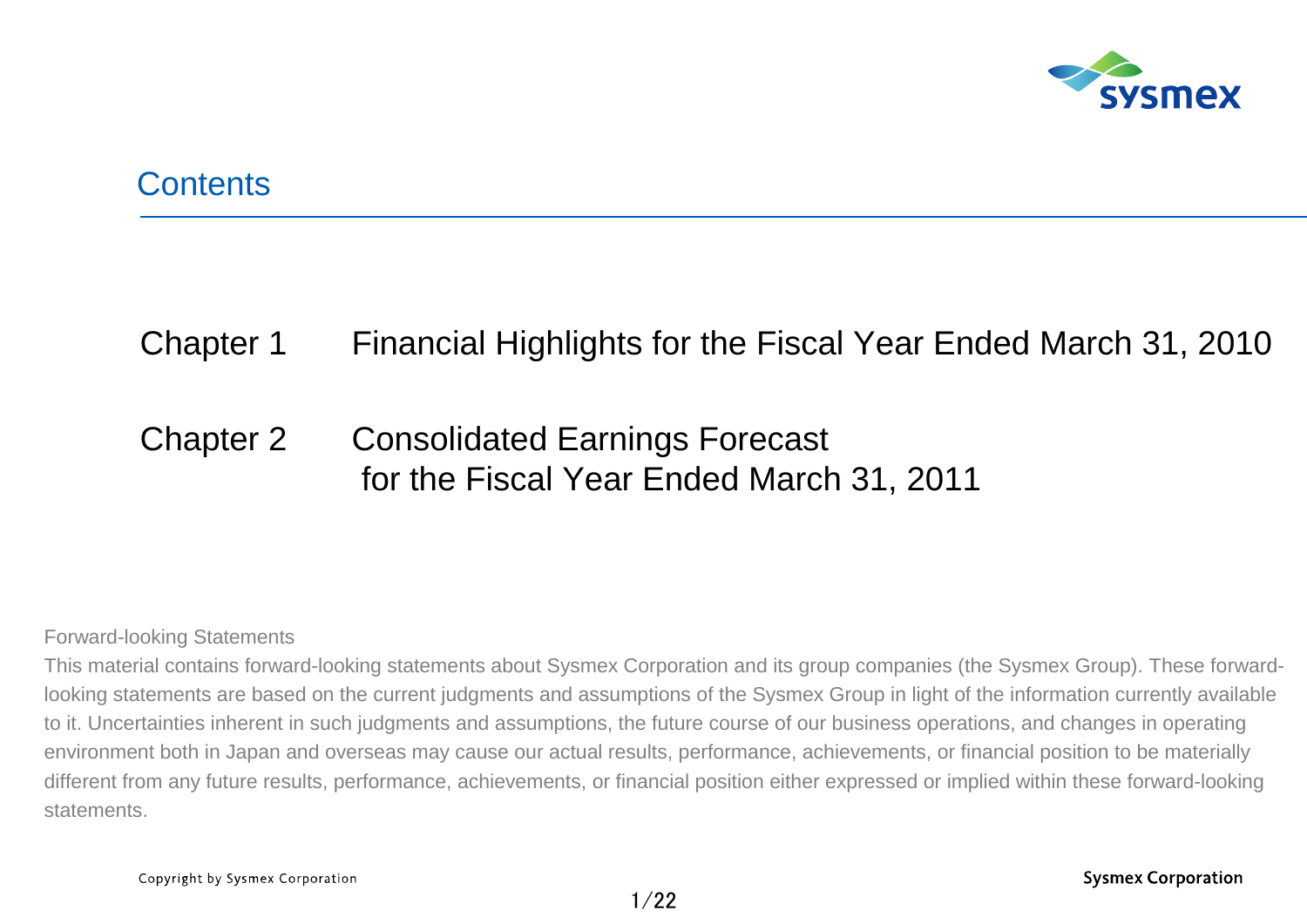## Contents

Chapter 1 Financial Highlights for the Fiscal Year Ended March 31, 2010

Chapter 2 Consolidated Earnings Forecast for the Fiscal Year Ended March 31, 2011

Forward-looking Statements

This material contains forward-looking statements about Sysmex Corporation and its group companies (the Sysmex Group). These forward-looking statements are based on the current judgments and assumptions of the Sysmex Group in light of the information currently available to it. Uncertainties inherent in such judgments and assumptions, the future course of our business operations, and changes in operating environment both in Japan and overseas may cause our actual results, performance, achievements, or financial position to be materially different from any future results, performance, achievements, or financial position either expressed or implied within these forward-looking statements.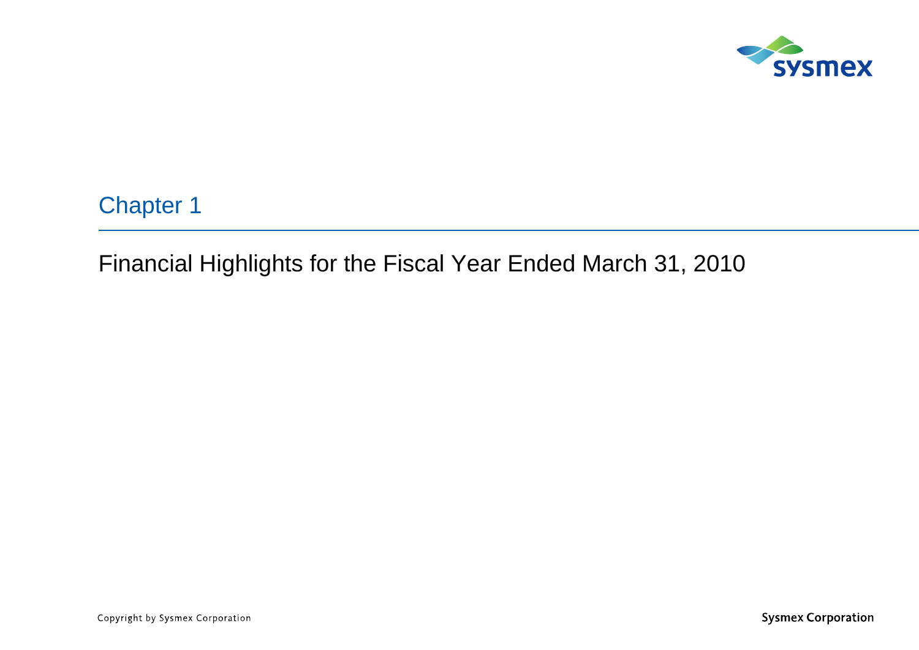## Chapter 1

# Financial Highlights for the Fiscal Year Ended March 31, 2010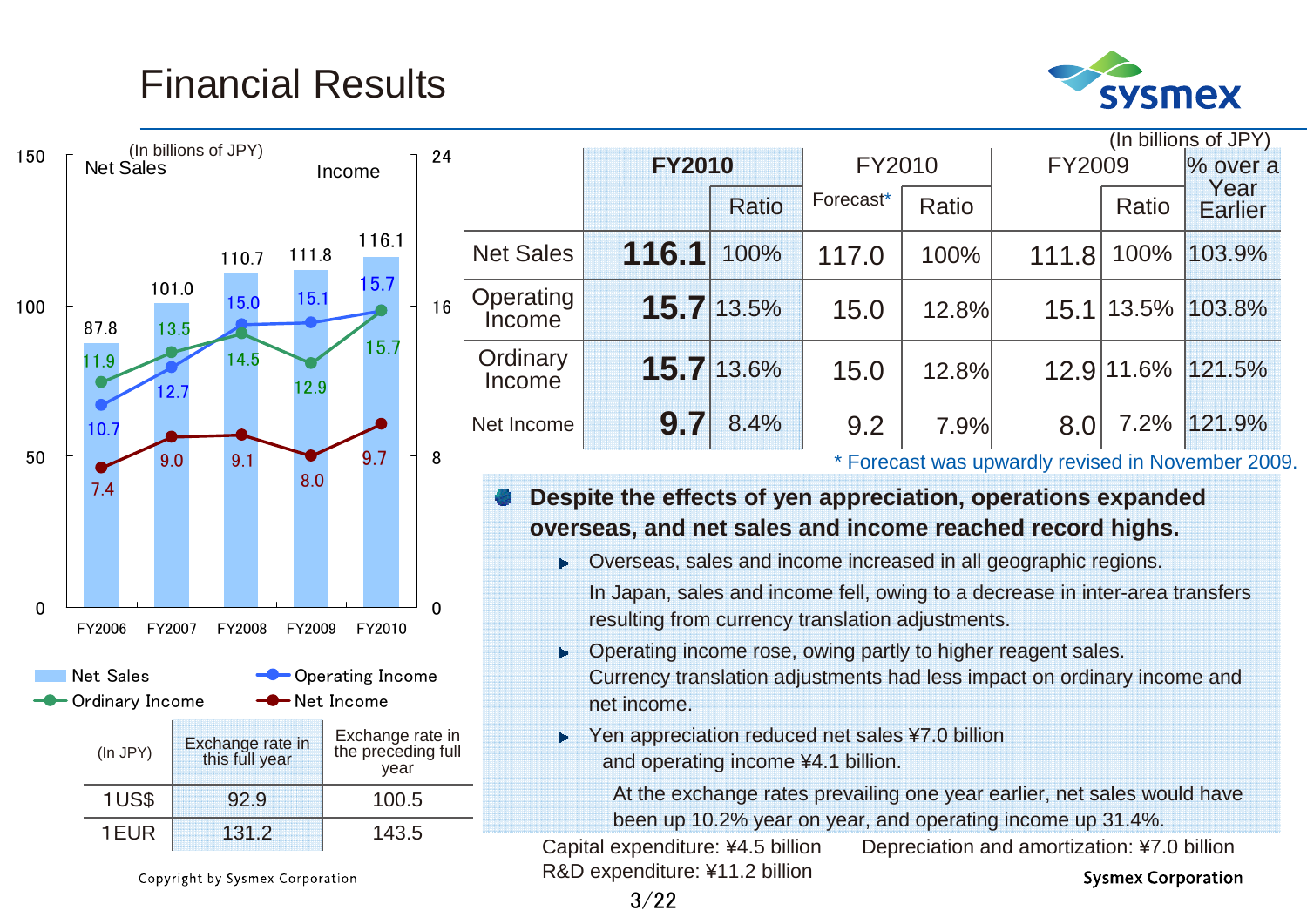# Financial Results

(In billions of JPY)

| Fiscal year | Net Sales | Operating Income | Ordinary Income | Net Income |
|---|---|---|---|---|
| FY2006 | 87.8 | 10.7 | 11.9 | 7.4 |
| FY2007 | 101.0 | 12.7 | 13.5 | 9.0 |
| FY2008 | 110.7 | 15.0 | 14.5 | 9.1 |
| FY2009 | 111.8 | 15.1 | 12.9 | 8.0 |
| FY2010 | 116.1 | 15.7 | 15.7 | 9.7 |

| (In JPY) | Exchange rate in this full year | Exchange rate in the preceding full year |
|---|---|---|
| 1US$ | 92.9 | 100.5 |
| 1EUR | 131.2 | 143.5 |

Copyright by Sysmex Corporation

(In billions of JPY)

| | FY2010 | Ratio | FY2010 Forecast* | Ratio | FY2009 | Ratio | % over a Year Earlier |
|---|---|---|---|---|---|---|---|
| Net Sales | **116.1** | 100% | 117.0 | 100% | 111.8 | 100% | 103.9% |
| Operating Income | **15.7** | 13.5% | 15.0 | 12.8% | 15.1 | 13.5% | 103.8% |
| Ordinary Income | **15.7** | 13.6% | 15.0 | 12.8% | 12.9 | 11.6% | 121.5% |
| Net Income | **9.7** | 8.4% | 9.2 | 7.9% | 8.0 | 7.2% | 121.9% |

\* Forecast was upwardly revised in November 2009.

- **Despite the effects of yen appreciation, operations expanded overseas, and net sales and income reached record highs.**
  - Overseas, sales and income increased in all geographic regions.
    In Japan, sales and income fell, owing to a decrease in inter-area transfers resulting from currency translation adjustments.
  - Operating income rose, owing partly to higher reagent sales.
    Currency translation adjustments had less impact on ordinary income and net income.
  - Yen appreciation reduced net sales ¥7.0 billion and operating income ¥4.1 billion.
    At the exchange rates prevailing one year earlier, net sales would have been up 10.2% year on year, and operating income up 31.4%.

Capital expenditure: ¥4.5 billion　　Depreciation and amortization: ¥7.0 billion
R&D expenditure: ¥11.2 billion

Sysmex Corporation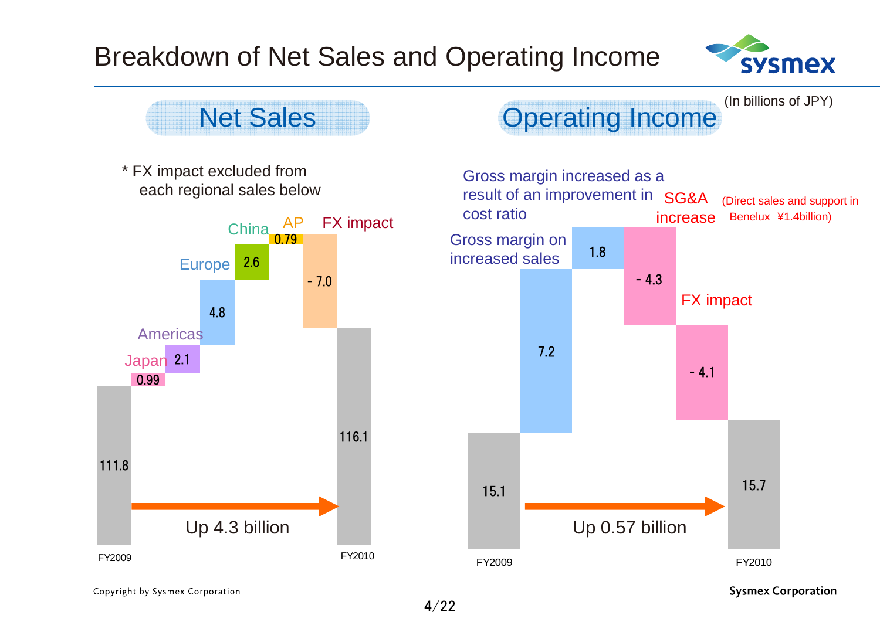# Breakdown of Net Sales and Operating Income

(In billions of JPY)

## Net Sales

* FX impact excluded from each regional sales below

| Item | Value |
|---|---|
| FY2009 | 111.8 |
| Japan | 0.99 |
| Americas | 2.1 |
| Europe | 4.8 |
| China | 2.6 |
| AP | 0.79 |
| FX impact | - 7.0 |
| FY2010 | 116.1 |

Up 4.3 billion

## Operating Income

| Item | Value |
|---|---|
| FY2009 | 15.1 |
| Gross margin on increased sales | 7.2 |
| Gross margin increased as a result of an improvement in cost ratio | 1.8 |
| SG&A increase (Direct sales and support in Benelux ¥1.4billion) | - 4.3 |
| FX impact | - 4.1 |
| FY2010 | 15.7 |

Up 0.57 billion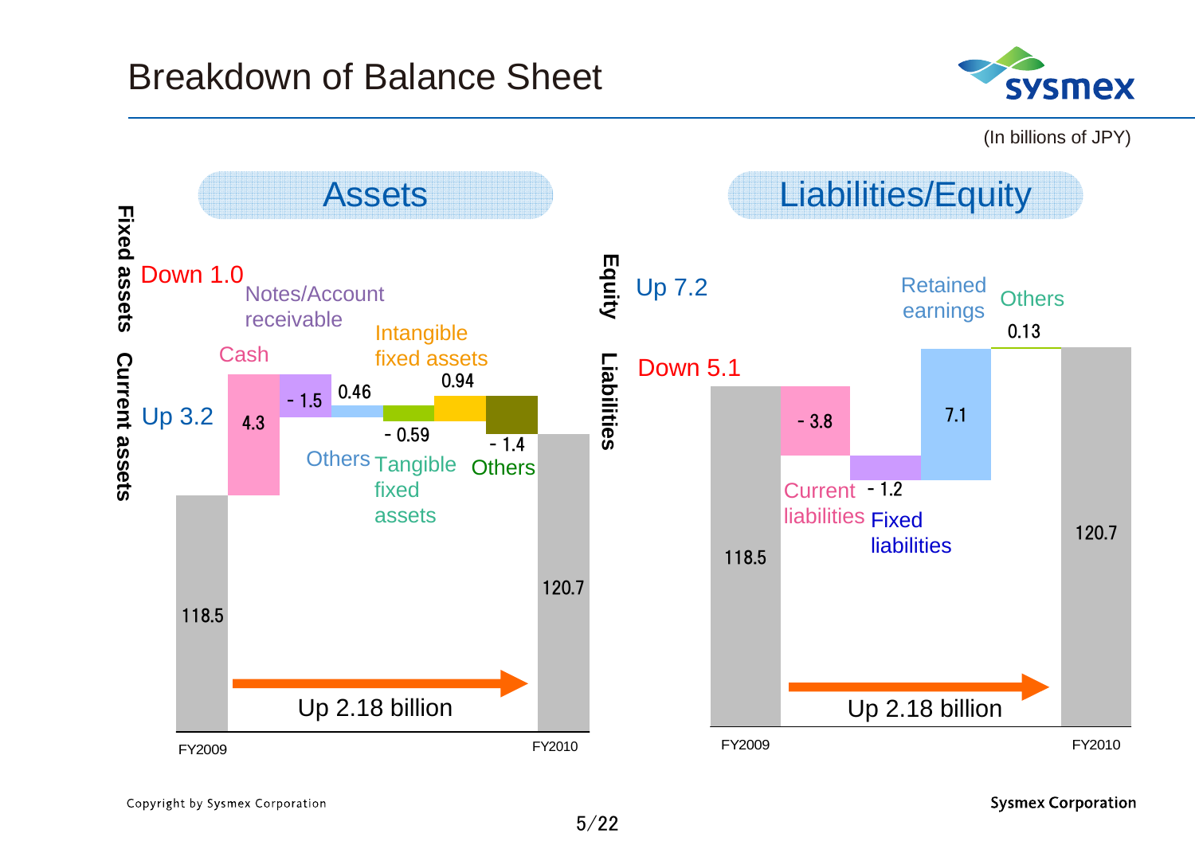# Breakdown of Balance Sheet

(In billions of JPY)

## Assets

| | Value |
|---|---|
| FY2009 | 118.5 |
| Current assets: Up 3.2 | |
| Cash | 4.3 |
| Notes/Account receivable | - 1.5 |
| Others | 0.46 |
| Fixed assets: Down 1.0 | |
| Tangible fixed assets | - 0.59 |
| Intangible fixed assets | 0.94 |
| Others | - 1.4 |
| FY2010 | 120.7 |

Up 2.18 billion

## Liabilities/Equity

| | Value |
|---|---|
| FY2009 | 118.5 |
| Liabilities: Down 5.1 | |
| Current liabilities | - 3.8 |
| Fixed liabilities | - 1.2 |
| Equity: Up 7.2 | |
| Retained earnings | 7.1 |
| Others | 0.13 |
| FY2010 | 120.7 |

Up 2.18 billion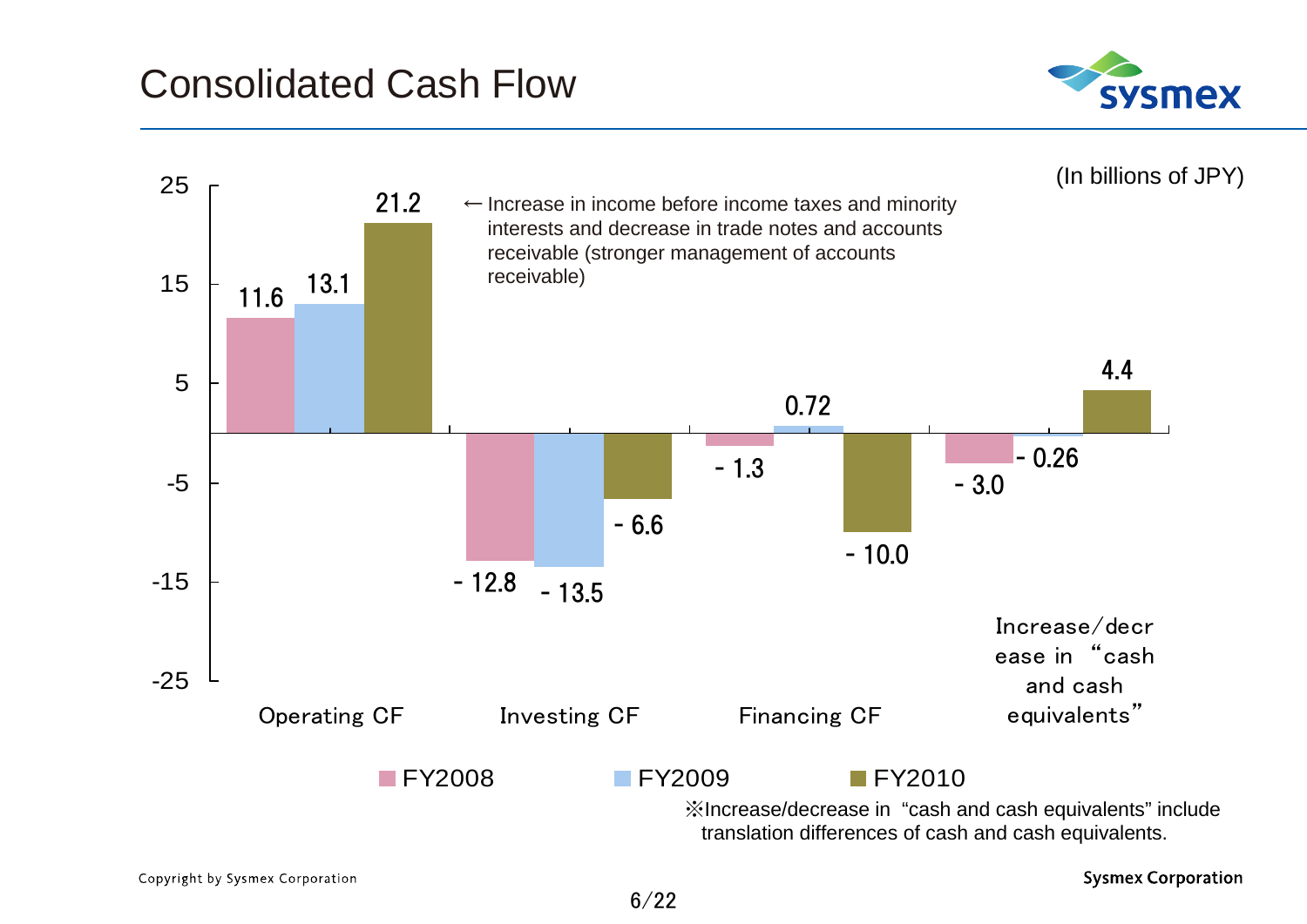# Consolidated Cash Flow

(In billions of JPY)

| | FY2008 | FY2009 | FY2010 |
|---|---|---|---|
| Operating CF | 11.6 | 13.1 | 21.2 |
| Investing CF | - 12.8 | - 13.5 | - 6.6 |
| Financing CF | - 1.3 | 0.72 | - 10.0 |
| Increase/decrease in "cash and cash equivalents" | - 3.0 | - 0.26 | 4.4 |

← Increase in income before income taxes and minority interests and decrease in trade notes and accounts receivable (stronger management of accounts receivable)

※Increase/decrease in "cash and cash equivalents" include translation differences of cash and cash equivalents.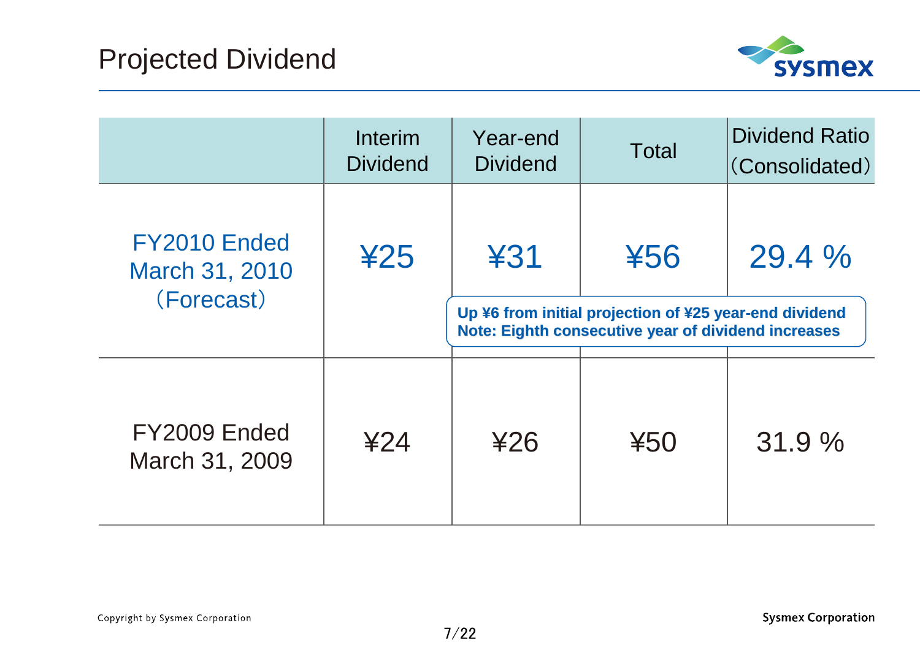# Projected Dividend

| | Interim Dividend | Year-end Dividend | Total | Dividend Ratio (Consolidated) |
|---|---|---|---|---|
| FY2010 Ended March 31, 2010 (Forecast) | ¥25 | ¥31 | ¥56 | 29.4 % |
| FY2009 Ended March 31, 2009 | ¥24 | ¥26 | ¥50 | 31.9 % |

**Up ¥6 from initial projection of ¥25 year-end dividend**
**Note: Eighth consecutive year of dividend increases**

Copyright by Sysmex Corporation

Sysmex Corporation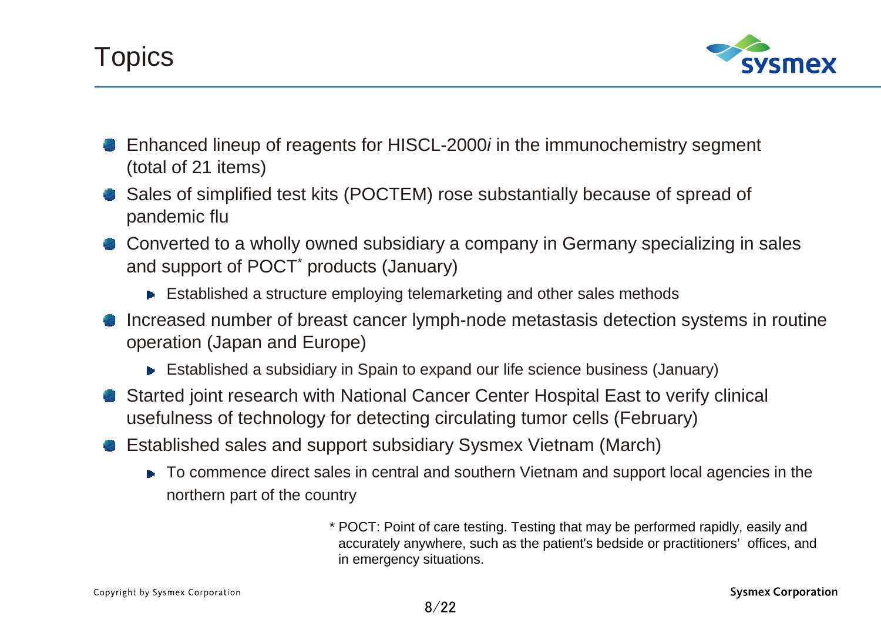# Topics

- Enhanced lineup of reagents for HISCL-2000*i* in the immunochemistry segment (total of 21 items)
- Sales of simplified test kits (POCTEM) rose substantially because of spread of pandemic flu
- Converted to a wholly owned subsidiary a company in Germany specializing in sales and support of POCT* products (January)
  - Established a structure employing telemarketing and other sales methods
- Increased number of breast cancer lymph-node metastasis detection systems in routine operation (Japan and Europe)
  - Established a subsidiary in Spain to expand our life science business (January)
- Started joint research with National Cancer Center Hospital East to verify clinical usefulness of technology for detecting circulating tumor cells (February)
- Established sales and support subsidiary Sysmex Vietnam (March)
  - To commence direct sales in central and southern Vietnam and support local agencies in the northern part of the country

\* POCT: Point of care testing. Testing that may be performed rapidly, easily and accurately anywhere, such as the patient's bedside or practitioners' offices, and in emergency situations.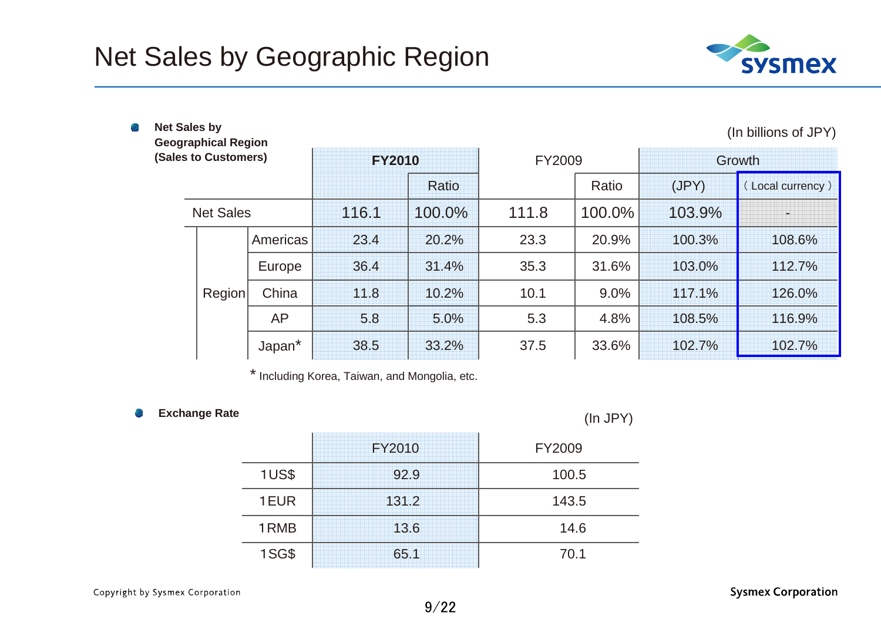# Net Sales by Geographic Region

- **Net Sales by Geographical Region (Sales to Customers)**

(In billions of JPY)

| | | FY2010 | | FY2009 | | Growth | |
|---|---|---|---|---|---|---|---|
| | | | Ratio | | Ratio | (JPY) | ( Local currency ) |
| Net Sales | | 116.1 | 100.0% | 111.8 | 100.0% | 103.9% | - |
| Region | Americas | 23.4 | 20.2% | 23.3 | 20.9% | 100.3% | 108.6% |
| | Europe | 36.4 | 31.4% | 35.3 | 31.6% | 103.0% | 112.7% |
| | China | 11.8 | 10.2% | 10.1 | 9.0% | 117.1% | 126.0% |
| | AP | 5.8 | 5.0% | 5.3 | 4.8% | 108.5% | 116.9% |
| | Japan* | 38.5 | 33.2% | 37.5 | 33.6% | 102.7% | 102.7% |

* Including Korea, Taiwan, and Mongolia, etc.

- **Exchange Rate**

(In JPY)

| | FY2010 | FY2009 |
|---|---|---|
| 1US$ | 92.9 | 100.5 |
| 1EUR | 131.2 | 143.5 |
| 1RMB | 13.6 | 14.6 |
| 1SG$ | 65.1 | 70.1 |

Copyright by Sysmex Corporation

Sysmex Corporation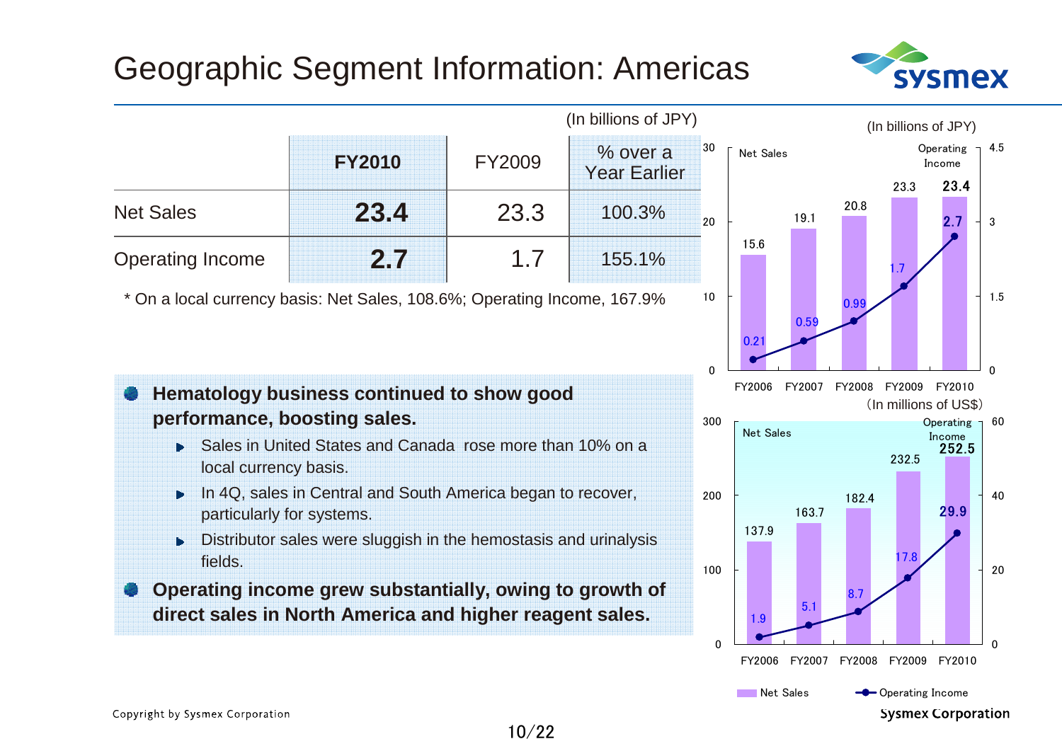# Geographic Segment Information: Americas

(In billions of JPY)

| | FY2010 | FY2009 | % over a Year Earlier |
|---|---|---|---|
| Net Sales | **23.4** | 23.3 | 100.3% |
| Operating Income | **2.7** | 1.7 | 155.1% |

* On a local currency basis: Net Sales, 108.6%; Operating Income, 167.9%

- **Hematology business continued to show good performance, boosting sales.**
  - Sales in United States and Canada rose more than 10% on a local currency basis.
  - In 4Q, sales in Central and South America began to recover, particularly for systems.
  - Distributor sales were sluggish in the hemostasis and urinalysis fields.
- **Operating income grew substantially, owing to growth of direct sales in North America and higher reagent sales.**

(In billions of JPY)

| | FY2006 | FY2007 | FY2008 | FY2009 | FY2010 |
|---|---|---|---|---|---|
| Net Sales | 15.6 | 19.1 | 20.8 | 23.3 | 23.4 |
| Operating Income | 0.21 | 0.59 | 0.99 | 1.7 | 2.7 |

(In millions of US$)

| | FY2006 | FY2007 | FY2008 | FY2009 | FY2010 |
|---|---|---|---|---|---|
| Net Sales | 137.9 | 163.7 | 182.4 | 232.5 | 252.5 |
| Operating Income | 1.9 | 5.1 | 8.7 | 17.8 | 29.9 |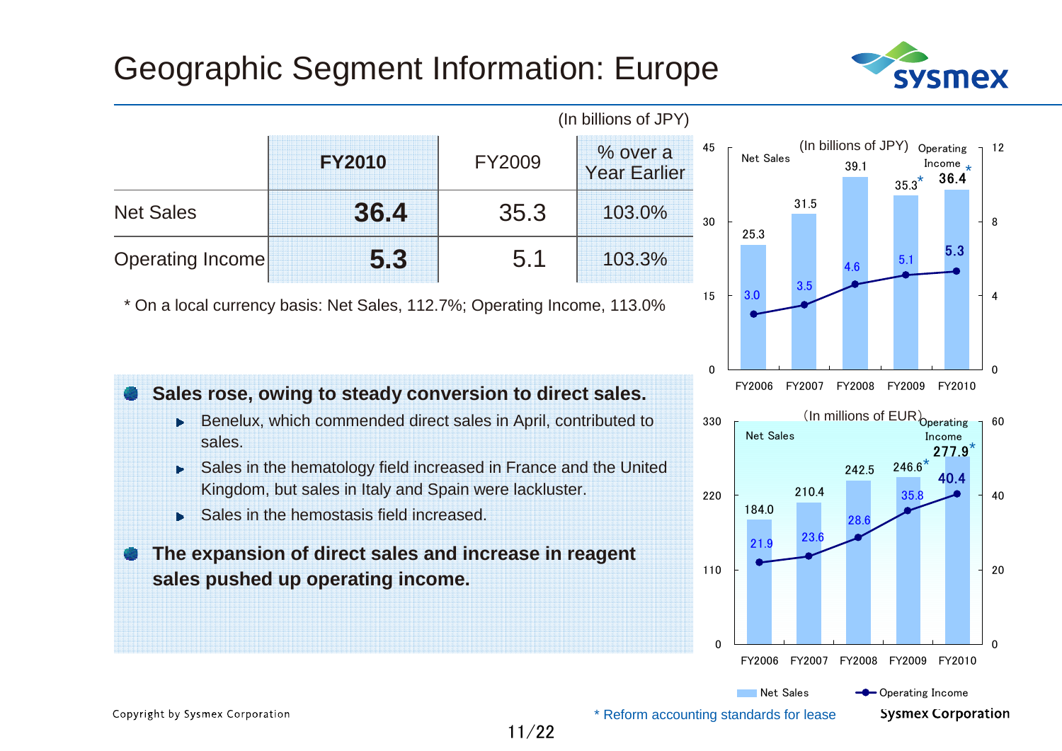# Geographic Segment Information: Europe

(In billions of JPY)

| | FY2010 | FY2009 | % over a Year Earlier |
|---|---|---|---|
| Net Sales | **36.4** | 35.3 | 103.0% |
| Operating Income | **5.3** | 5.1 | 103.3% |

* On a local currency basis: Net Sales, 112.7%; Operating Income, 113.0%

- **Sales rose, owing to steady conversion to direct sales.**
  - Benelux, which commended direct sales in April, contributed to sales.
  - Sales in the hematology field increased in France and the United Kingdom, but sales in Italy and Spain were lackluster.
  - Sales in the hemostasis field increased.
- **The expansion of direct sales and increase in reagent sales pushed up operating income.**

(In billions of JPY)

| | FY2006 | FY2007 | FY2008 | FY2009 | FY2010 |
|---|---|---|---|---|---|
| Net Sales | 25.3 | 31.5 | 39.1 | 35.3* | 36.4* |
| Operating Income | 3.0 | 3.5 | 4.6 | 5.1 | 5.3 |

(In millions of EUR)

| | FY2006 | FY2007 | FY2008 | FY2009 | FY2010 |
|---|---|---|---|---|---|
| Net Sales | 184.0 | 210.4 | 242.5 | 246.6* | 277.9* |
| Operating Income | 21.9 | 23.6 | 28.6 | 35.8 | 40.4 |

* Reform accounting standards for lease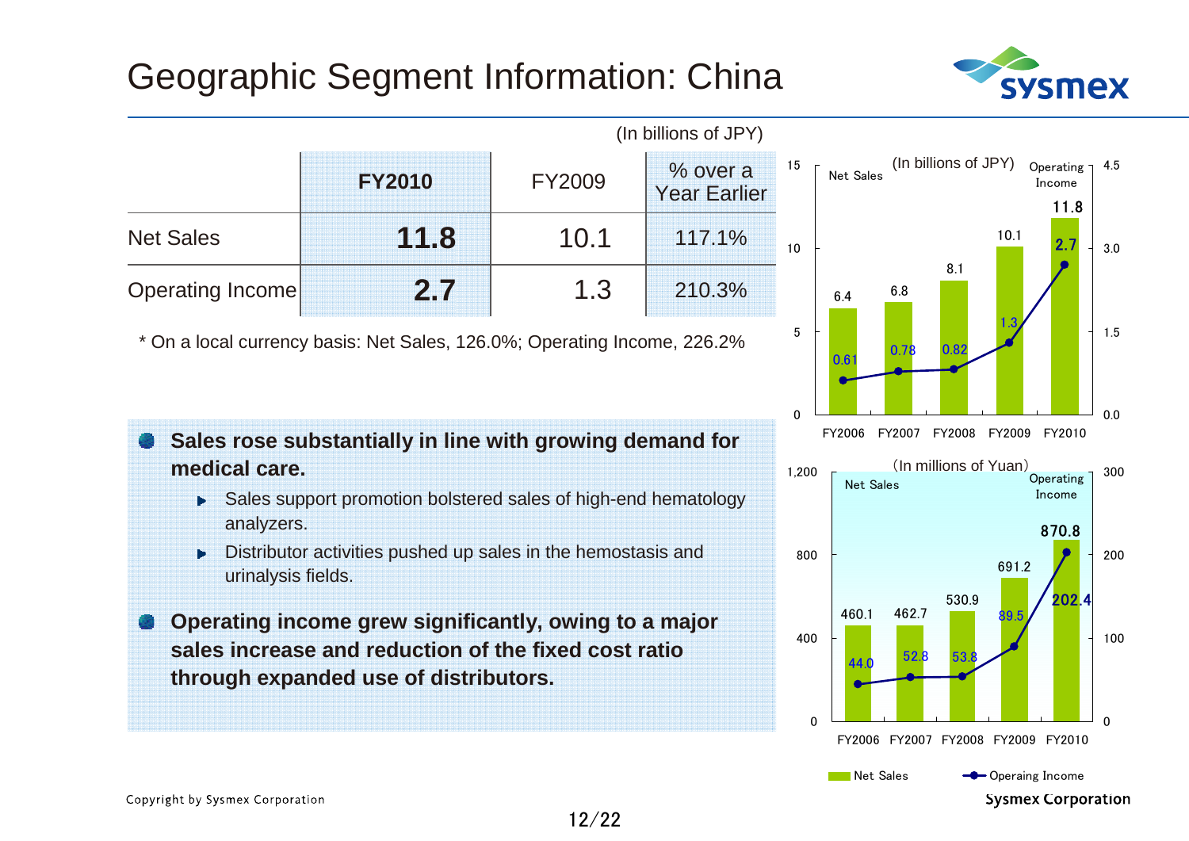# Geographic Segment Information: China

(In billions of JPY)

| | FY2010 | FY2009 | % over a Year Earlier |
|---|---|---|---|
| Net Sales | **11.8** | 10.1 | 117.1% |
| Operating Income | **2.7** | 1.3 | 210.3% |

\* On a local currency basis: Net Sales, 126.0%; Operating Income, 226.2%

- **Sales rose substantially in line with growing demand for medical care.**
  - Sales support promotion bolstered sales of high-end hematology analyzers.
  - Distributor activities pushed up sales in the hemostasis and urinalysis fields.
- **Operating income grew significantly, owing to a major sales increase and reduction of the fixed cost ratio through expanded use of distributors.**

(In billions of JPY)

| | FY2006 | FY2007 | FY2008 | FY2009 | FY2010 |
|---|---|---|---|---|---|
| Net Sales | 6.4 | 6.8 | 8.1 | 10.1 | 11.8 |
| Operating Income | 0.61 | 0.78 | 0.82 | 1.3 | 2.7 |

(In millions of Yuan)

| | FY2006 | FY2007 | FY2008 | FY2009 | FY2010 |
|---|---|---|---|---|---|
| Net Sales | 460.1 | 462.7 | 530.9 | 691.2 | 870.8 |
| Operating Income | 44.0 | 52.8 | 53.8 | 89.5 | 202.4 |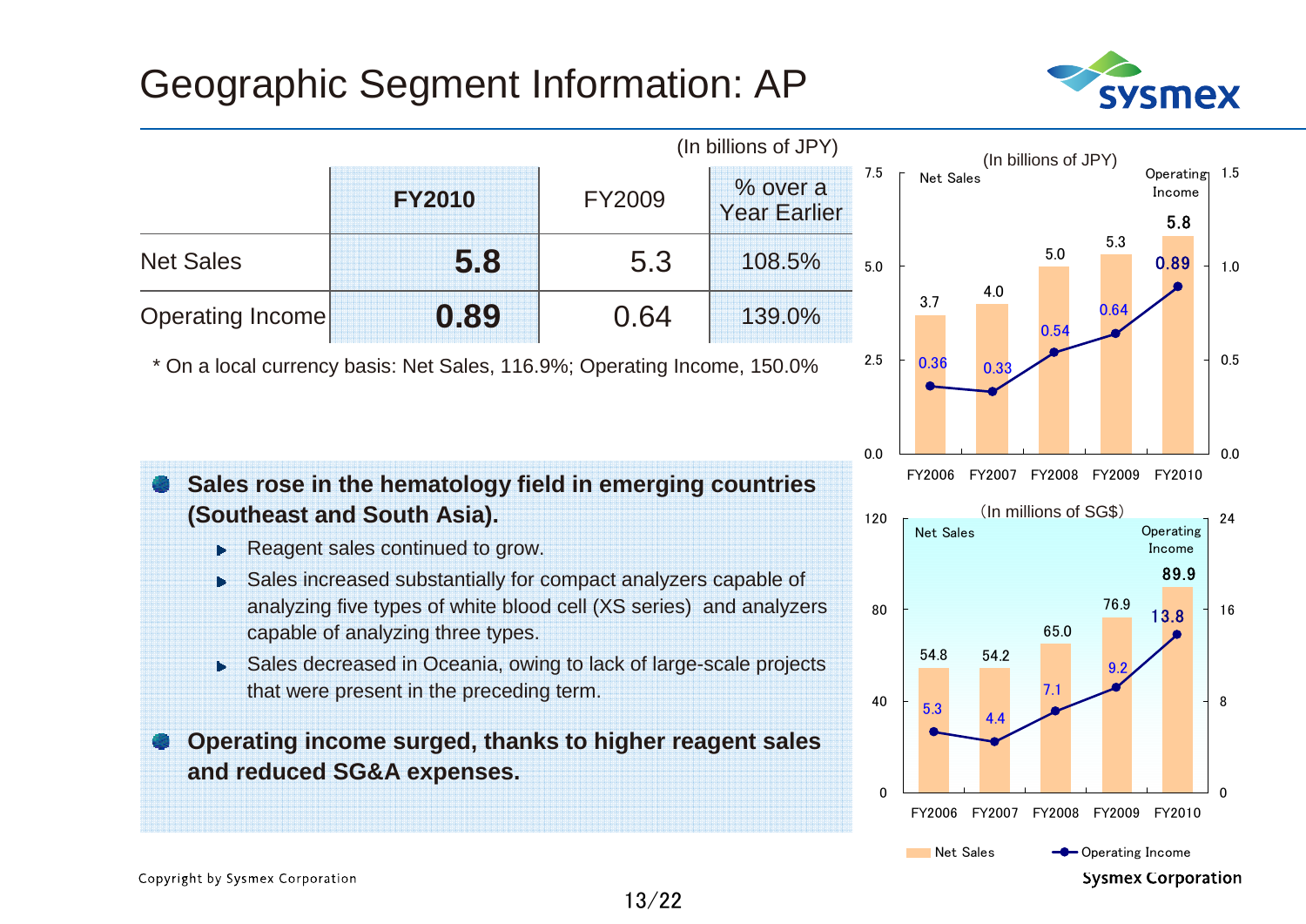# Geographic Segment Information: AP

(In billions of JPY)

| | FY2010 | FY2009 | % over a Year Earlier |
|---|---|---|---|
| Net Sales | **5.8** | 5.3 | 108.5% |
| Operating Income | **0.89** | 0.64 | 139.0% |

* On a local currency basis: Net Sales, 116.9%; Operating Income, 150.0%

- **Sales rose in the hematology field in emerging countries (Southeast and South Asia).**
  - Reagent sales continued to grow.
  - Sales increased substantially for compact analyzers capable of analyzing five types of white blood cell (XS series) and analyzers capable of analyzing three types.
  - Sales decreased in Oceania, owing to lack of large-scale projects that were present in the preceding term.
- **Operating income surged, thanks to higher reagent sales and reduced SG&A expenses.**

(In billions of JPY)

| | FY2006 | FY2007 | FY2008 | FY2009 | FY2010 |
|---|---|---|---|---|---|
| Net Sales | 3.7 | 4.0 | 5.0 | 5.3 | 5.8 |
| Operating Income | 0.36 | 0.33 | 0.54 | 0.64 | 0.89 |

(In millions of SG$)

| | FY2006 | FY2007 | FY2008 | FY2009 | FY2010 |
|---|---|---|---|---|---|
| Net Sales | 54.8 | 54.2 | 65.0 | 76.9 | 89.9 |
| Operating Income | 5.3 | 4.4 | 7.1 | 9.2 | 13.8 |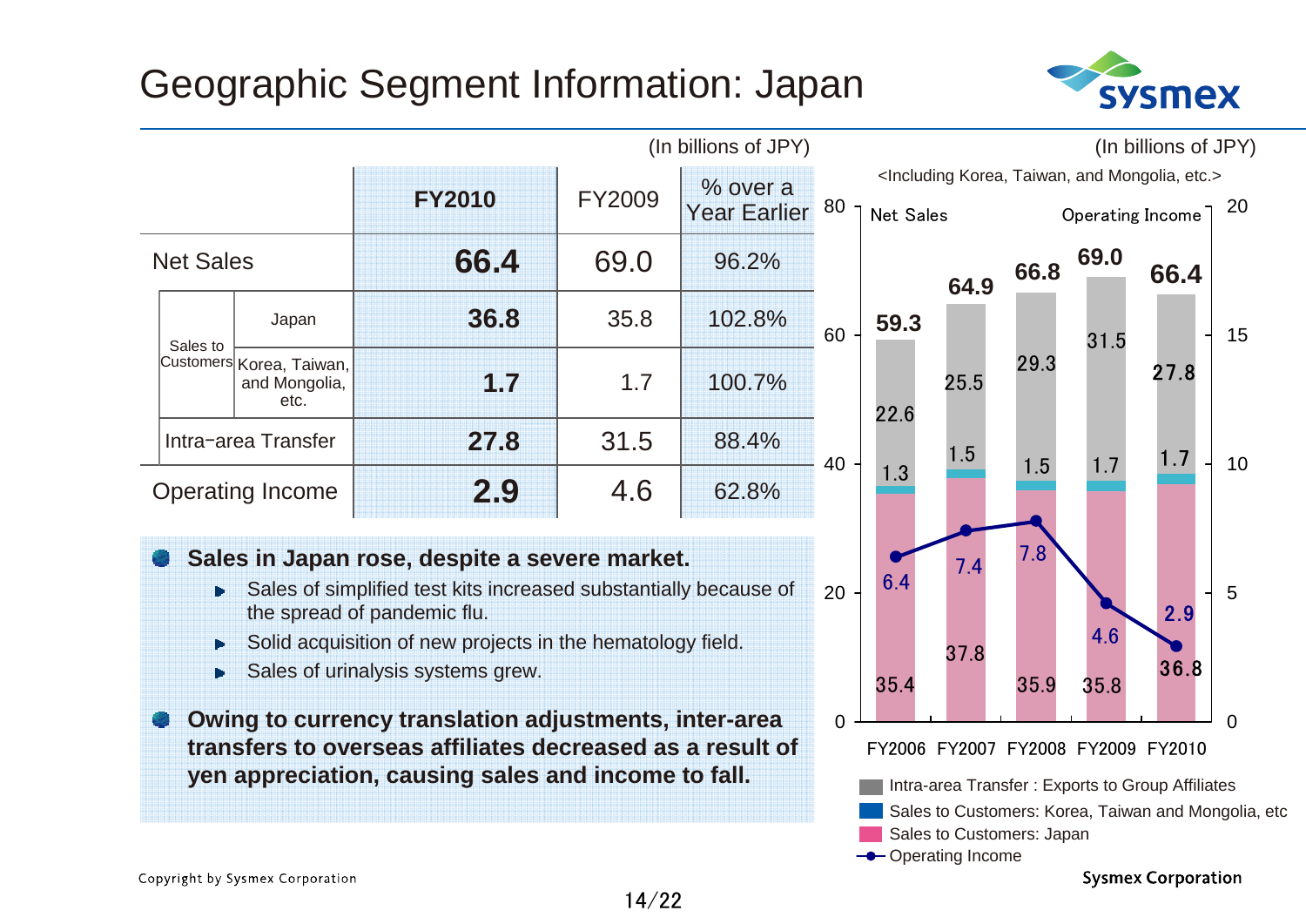# Geographic Segment Information: Japan

(In billions of JPY)

| | | FY2010 | FY2009 | % over a Year Earlier |
|---|---|---|---|---|
| Net Sales | | **66.4** | 69.0 | 96.2% |
| Sales to Customers | Japan | **36.8** | 35.8 | 102.8% |
| | Korea, Taiwan, and Mongolia, etc. | **1.7** | 1.7 | 100.7% |
| Intra-area Transfer | | **27.8** | 31.5 | 88.4% |
| Operating Income | | **2.9** | 4.6 | 62.8% |

- **Sales in Japan rose, despite a severe market.**
  - Sales of simplified test kits increased substantially because of the spread of pandemic flu.
  - Solid acquisition of new projects in the hematology field.
  - Sales of urinalysis systems grew.
- **Owing to currency translation adjustments, inter-area transfers to overseas affiliates decreased as a result of yen appreciation, causing sales and income to fall.**

(In billions of JPY)

<Including Korea, Taiwan, and Mongolia, etc.>

| | FY2006 | FY2007 | FY2008 | FY2009 | FY2010 |
|---|---|---|---|---|---|
| Net Sales | 59.3 | 64.9 | 66.8 | 69.0 | 66.4 |
| Intra-area Transfer : Exports to Group Affiliates | 22.6 | 25.5 | 29.3 | 31.5 | 27.8 |
| Sales to Customers: Korea, Taiwan and Mongolia, etc | 1.3 | 1.5 | 1.5 | 1.7 | 1.7 |
| Sales to Customers: Japan | 35.4 | 37.8 | 35.9 | 35.8 | 36.8 |
| Operating Income | 6.4 | 7.4 | 7.8 | 4.6 | 2.9 |

Copyright by Sysmex Corporation

Sysmex Corporation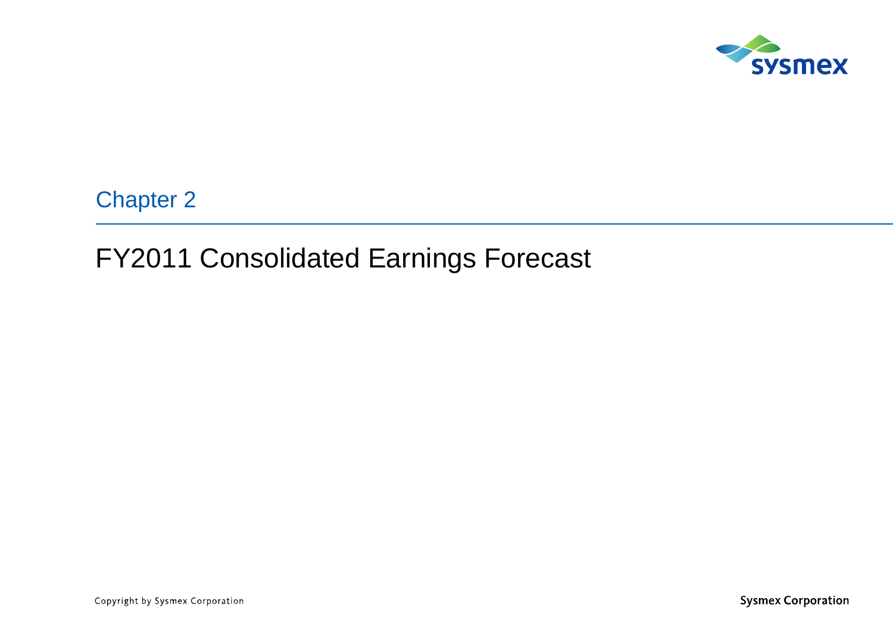Chapter 2

# FY2011 Consolidated Earnings Forecast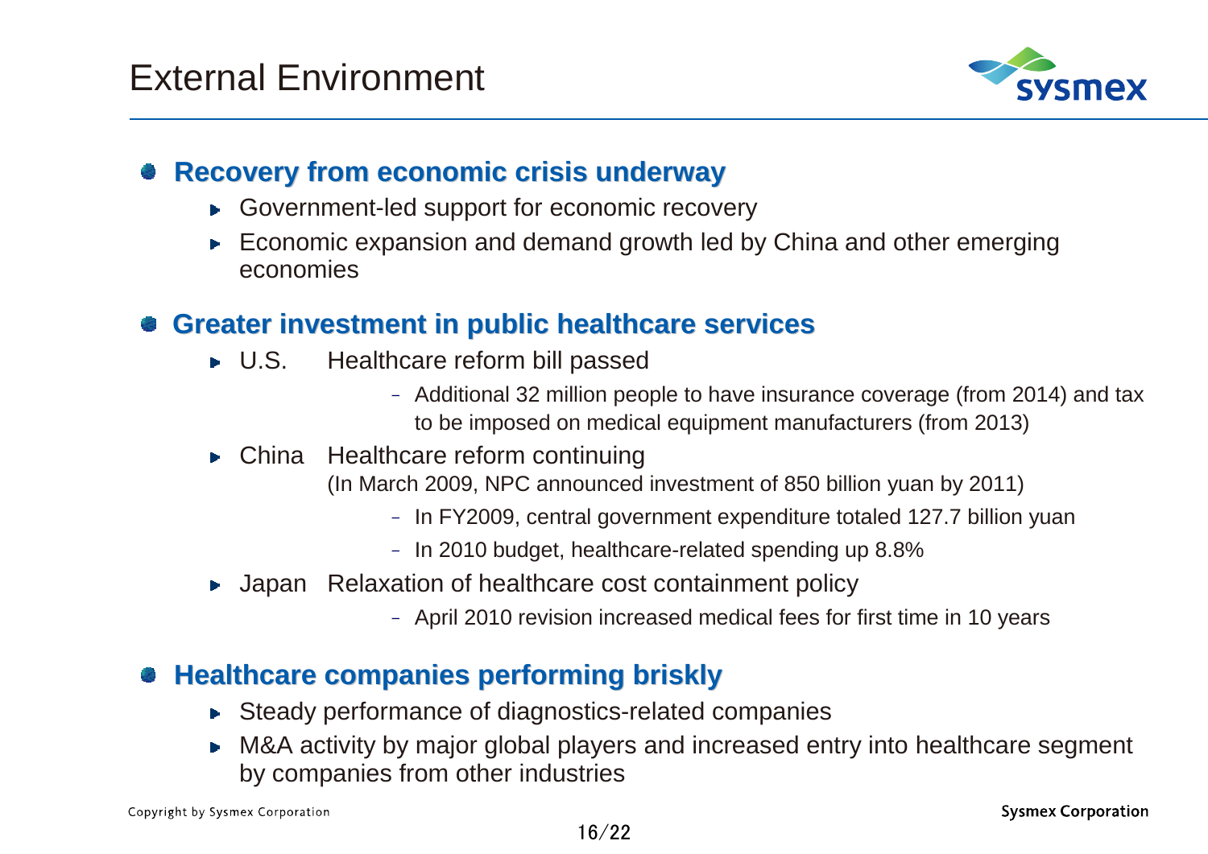# External Environment

- **Recovery from economic crisis underway**
  - Government-led support for economic recovery
  - Economic expansion and demand growth led by China and other emerging economies

- **Greater investment in public healthcare services**
  - U.S. Healthcare reform bill passed
    - Additional 32 million people to have insurance coverage (from 2014) and tax to be imposed on medical equipment manufacturers (from 2013)
  - China Healthcare reform continuing
    (In March 2009, NPC announced investment of 850 billion yuan by 2011)
    - In FY2009, central government expenditure totaled 127.7 billion yuan
    - In 2010 budget, healthcare-related spending up 8.8%
  - Japan Relaxation of healthcare cost containment policy
    - April 2010 revision increased medical fees for first time in 10 years

- **Healthcare companies performing briskly**
  - Steady performance of diagnostics-related companies
  - M&A activity by major global players and increased entry into healthcare segment by companies from other industries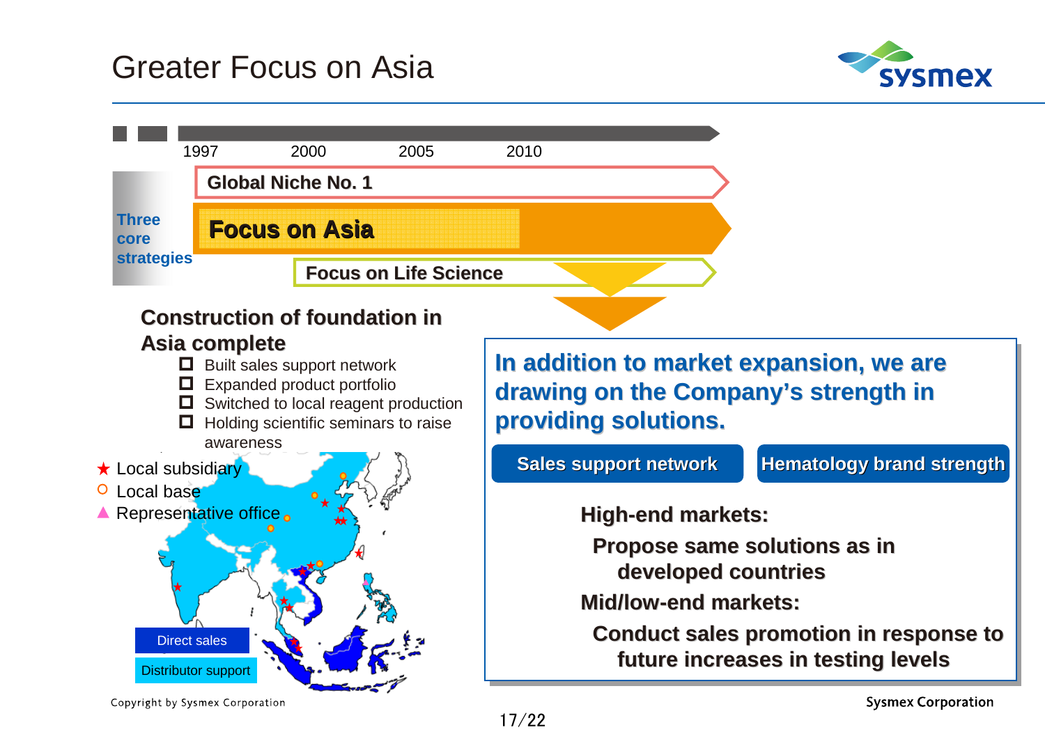# Greater Focus on Asia

1997 | 2000 | 2005 | 2010

**Three core strategies**

- **Global Niche No. 1**
- **Focus on Asia**
- **Focus on Life Science**

## Construction of foundation in Asia complete

- Built sales support network
- Expanded product portfolio
- Switched to local reagent production
- Holding scientific seminars to raise awareness

★ Local subsidiary
○ Local base
▲ Representative office

Direct sales
Distributor support

**In addition to market expansion, we are drawing on the Company's strength in providing solutions.**

**Sales support network** | **Hematology brand strength**

**High-end markets:**
Propose same solutions as in developed countries

**Mid/low-end markets:**
Conduct sales promotion in response to future increases in testing levels

Copyright by Sysmex Corporation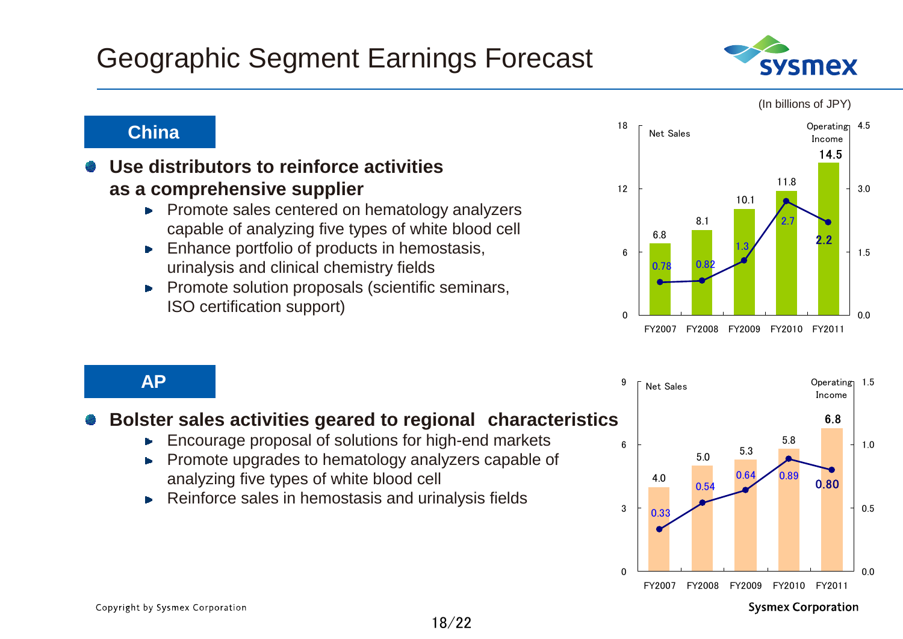# Geographic Segment Earnings Forecast

(In billions of JPY)

## China

- **Use distributors to reinforce activities as a comprehensive supplier**
  - Promote sales centered on hematology analyzers capable of analyzing five types of white blood cell
  - Enhance portfolio of products in hemostasis, urinalysis and clinical chemistry fields
  - Promote solution proposals (scientific seminars, ISO certification support)

| | FY2007 | FY2008 | FY2009 | FY2010 | FY2011 |
|---|---|---|---|---|---|
| Net Sales | 6.8 | 8.1 | 10.1 | 11.8 | 14.5 |
| Operating Income | 0.78 | 0.82 | 1.3 | 2.7 | 2.2 |

## AP

- **Bolster sales activities geared to regional characteristics**
  - Encourage proposal of solutions for high-end markets
  - Promote upgrades to hematology analyzers capable of analyzing five types of white blood cell
  - Reinforce sales in hemostasis and urinalysis fields

| | FY2007 | FY2008 | FY2009 | FY2010 | FY2011 |
|---|---|---|---|---|---|
| Net Sales | 4.0 | 5.0 | 5.3 | 5.8 | 6.8 |
| Operating Income | 0.33 | 0.54 | 0.64 | 0.89 | 0.80 |

Copyright by Sysmex Corporation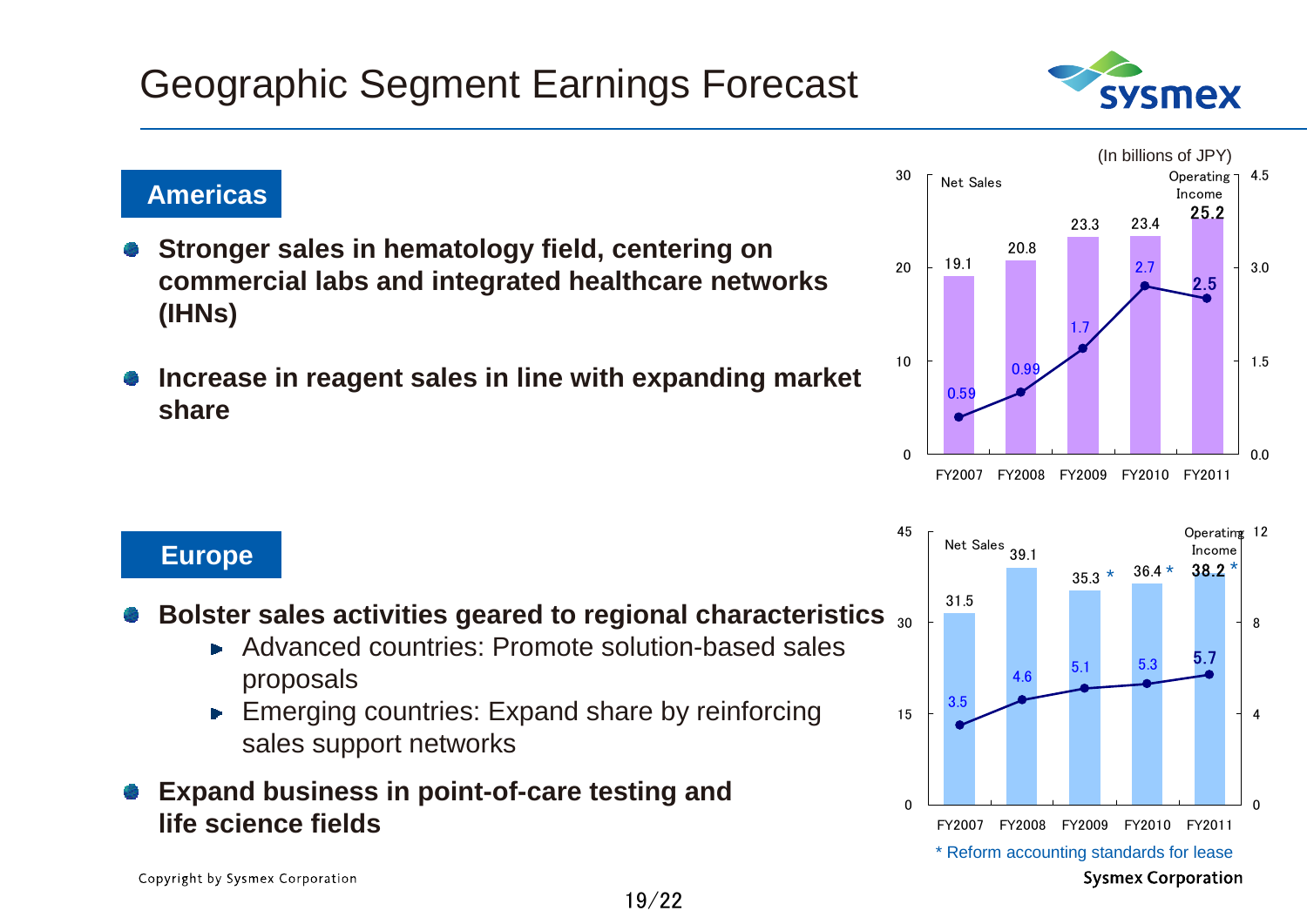# Geographic Segment Earnings Forecast

(In billions of JPY)

## Americas

- **Stronger sales in hematology field, centering on commercial labs and integrated healthcare networks (IHNs)**
- **Increase in reagent sales in line with expanding market share**

| | FY2007 | FY2008 | FY2009 | FY2010 | FY2011 |
|---|---|---|---|---|---|
| Net Sales | 19.1 | 20.8 | 23.3 | 23.4 | 25.2 |
| Operating Income | 0.59 | 0.99 | 1.7 | 2.7 | 2.5 |

## Europe

- **Bolster sales activities geared to regional characteristics**
  - Advanced countries: Promote solution-based sales proposals
  - Emerging countries: Expand share by reinforcing sales support networks
- **Expand business in point-of-care testing and life science fields**

| | FY2007 | FY2008 | FY2009 | FY2010 | FY2011 |
|---|---|---|---|---|---|
| Net Sales | 31.5 | 39.1 | 35.3 * | 36.4 * | 38.2 * |
| Operating Income | 3.5 | 4.6 | 5.1 | 5.3 | 5.7 |

\* Reform accounting standards for lease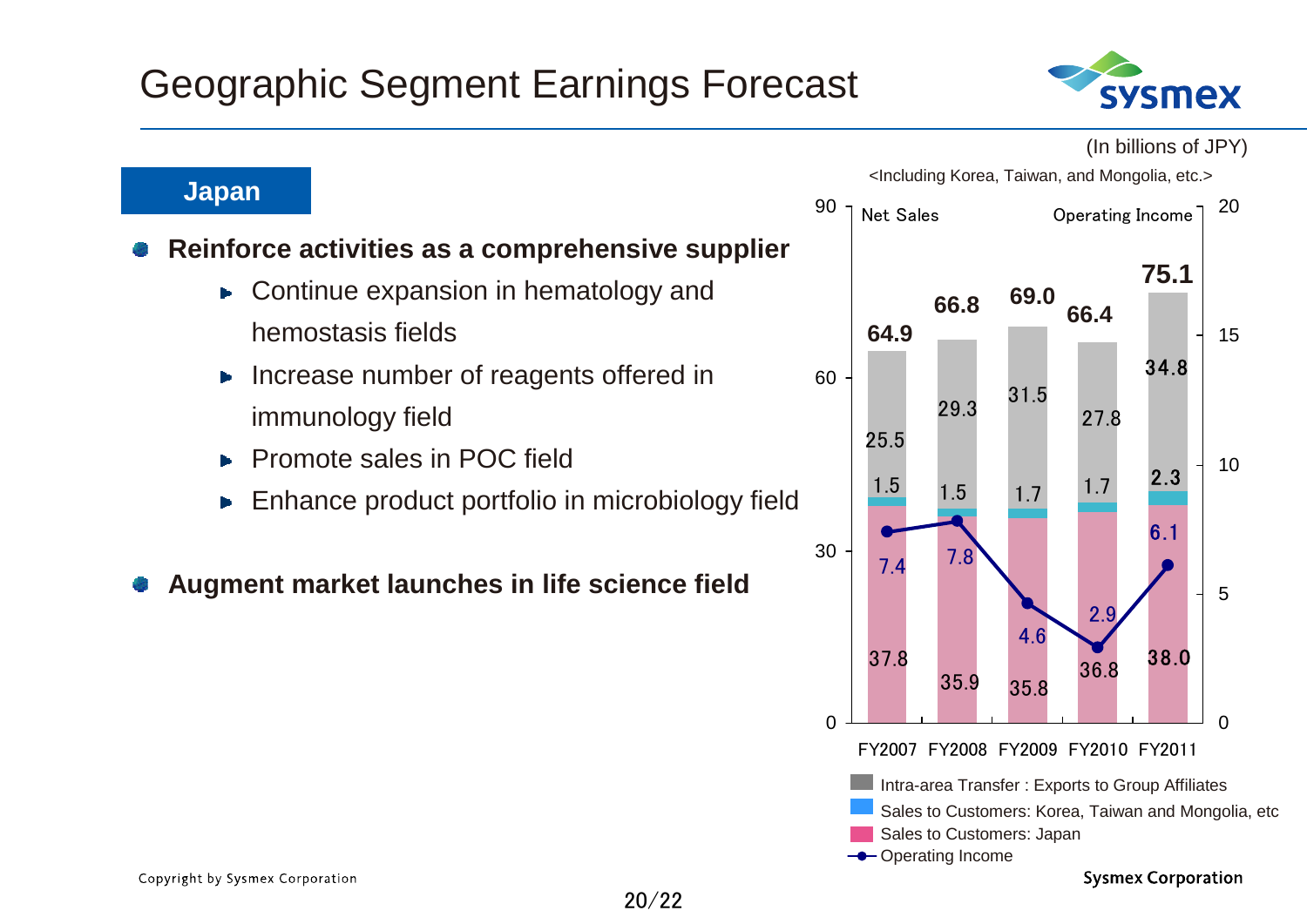# Geographic Segment Earnings Forecast

## Japan

- **Reinforce activities as a comprehensive supplier**
  - Continue expansion in hematology and hemostasis fields
  - Increase number of reagents offered in immunology field
  - Promote sales in POC field
  - Enhance product portfolio in microbiology field
- **Augment market launches in life science field**

(In billions of JPY)

<Including Korea, Taiwan, and Mongolia, etc.>

| | FY2007 | FY2008 | FY2009 | FY2010 | FY2011 |
|---|---|---|---|---|---|
| Net Sales | 64.9 | 66.8 | 69.0 | 66.4 | 75.1 |
| Intra-area Transfer : Exports to Group Affiliates | 25.5 | 29.3 | 31.5 | 27.8 | 34.8 |
| Sales to Customers: Korea, Taiwan and Mongolia, etc | 1.5 | 1.5 | 1.7 | 1.7 | 2.3 |
| Sales to Customers: Japan | 37.8 | 35.9 | 35.8 | 36.8 | 38.0 |
| Operating Income | 7.4 | 7.8 | 4.6 | 2.9 | 6.1 |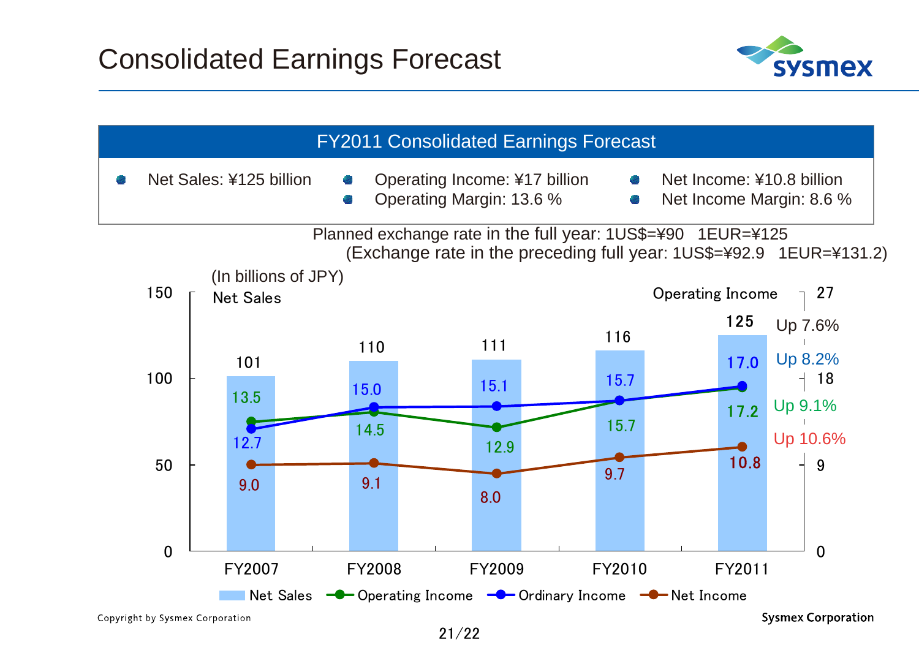# Consolidated Earnings Forecast

## FY2011 Consolidated Earnings Forecast

- Net Sales: ¥125 billion
- Operating Income: ¥17 billion
- Operating Margin: 13.6 %
- Net Income: ¥10.8 billion
- Net Income Margin: 8.6 %

Planned exchange rate in the full year: 1US$=¥90 1EUR=¥125
(Exchange rate in the preceding full year: 1US$=¥92.9 1EUR=¥131.2)

(In billions of JPY)

| | FY2007 | FY2008 | FY2009 | FY2010 | FY2011 | Change |
|---|---|---|---|---|---|---|
| Net Sales | 101 | 110 | 111 | 116 | 125 | Up 7.6% |
| Operating Income | 13.5 | 14.5 | 12.9 | 15.7 | 17.2 | Up 9.1% |
| Ordinary Income | 12.7 | 15.0 | 15.1 | 15.7 | 17.0 | Up 8.2% |
| Net Income | 9.0 | 9.1 | 8.0 | 9.7 | 10.8 | Up 10.6% |

Copyright by Sysmex Corporation

Sysmex Corporation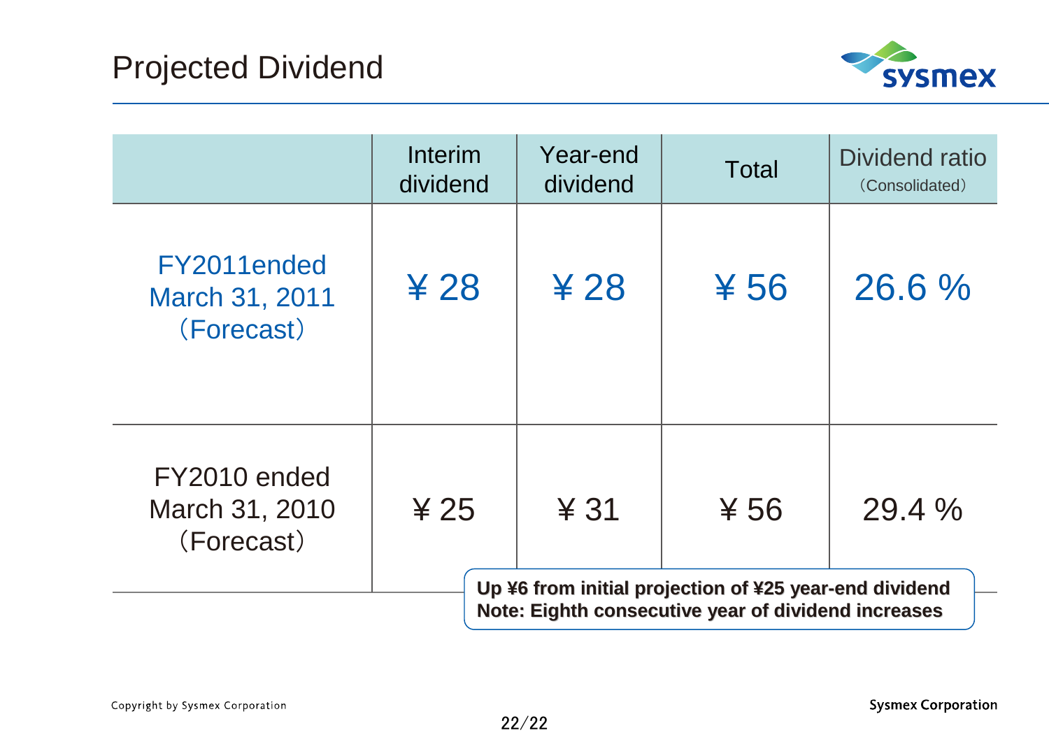# Projected Dividend

| | Interim dividend | Year-end dividend | Total | Dividend ratio (Consolidated) |
|---|---|---|---|---|
| FY2011ended March 31, 2011 (Forecast) | ¥ 28 | ¥ 28 | ¥ 56 | 26.6 % |
| FY2010 ended March 31, 2010 (Forecast) | ¥ 25 | ¥ 31 | ¥ 56 | 29.4 % |

**Up ¥6 from initial projection of ¥25 year-end dividend**
**Note: Eighth consecutive year of dividend increases**

Copyright by Sysmex Corporation

Sysmex Corporation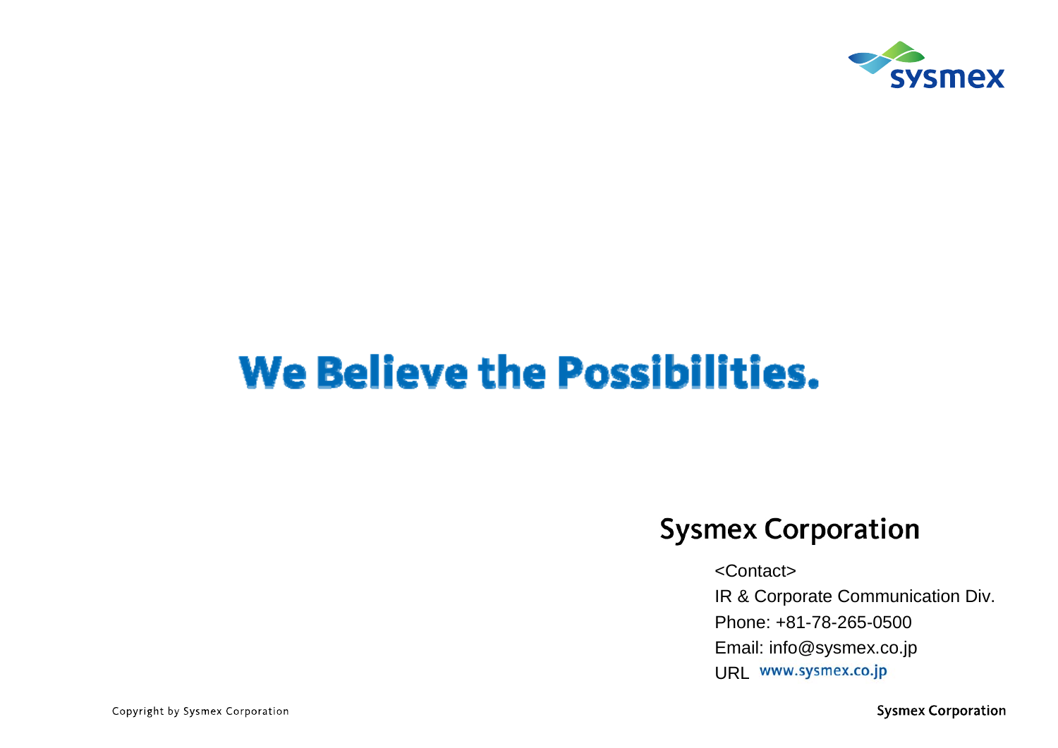# We Believe the Possibilities.

## Sysmex Corporation

<Contact>

IR & Corporate Communication Div.

Phone: +81-78-265-0500

Email: info@sysmex.co.jp

URL www.sysmex.co.jp

Copyright by Sysmex Corporation